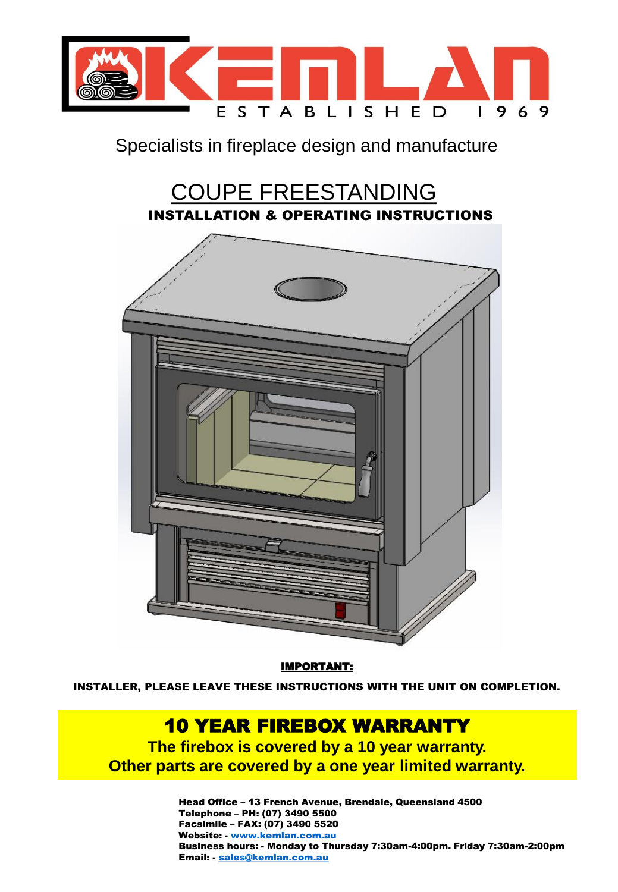KEMLAN

ESTABLISHED 1969

Specialists in fireplace design and manufacture

# COUPE FREESTANDING

## INSTALLATION & OPERATING INSTRUCTIONS

**IMPORTANT:**

**INSTALLER, PLEASE LEAVE THESE INSTRUCTIONS WITH THE UNIT ON COMPLETION.**

## 10 YEAR FIREBOX WARRANTY

**The firebox is covered by a 10 year warranty.**
**Other parts are covered by a one year limited warranty.**

**Head Office – 13 French Avenue, Brendale, Queensland 4500**
**Telephone – PH: (07) 3490 5500**
**Facsimile – FAX: (07) 3490 5520**
**Website: - www.kemlan.com.au**
**Business hours: - Monday to Thursday 7:30am-4:00pm. Friday 7:30am-2:00pm**
**Email: - sales@kemlan.com.au**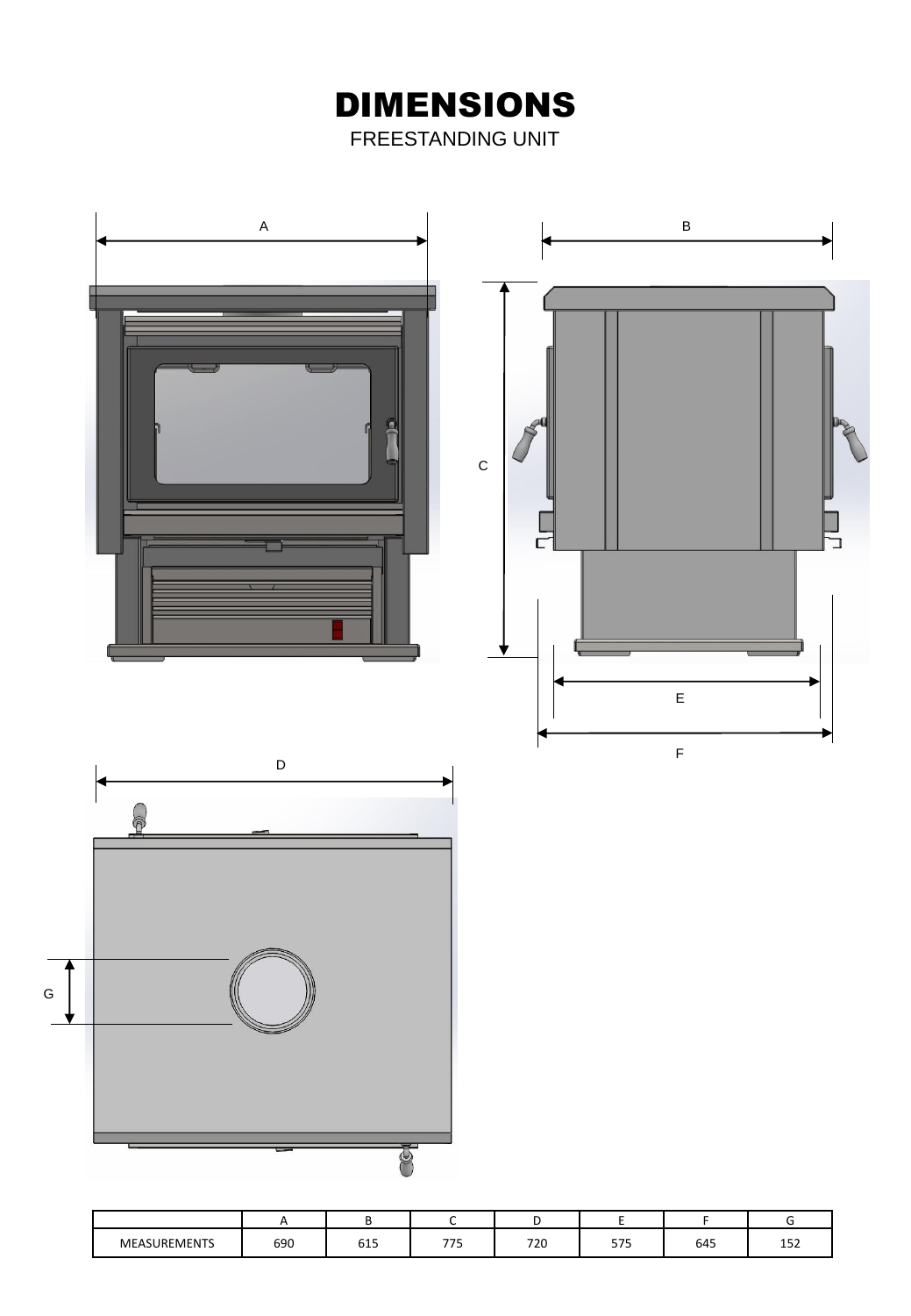# DIMENSIONS

FREESTANDING UNIT

| | A | B | C | D | E | F | G |
|---|---|---|---|---|---|---|---|
| MEASUREMENTS | 690 | 615 | 775 | 720 | 575 | 645 | 152 |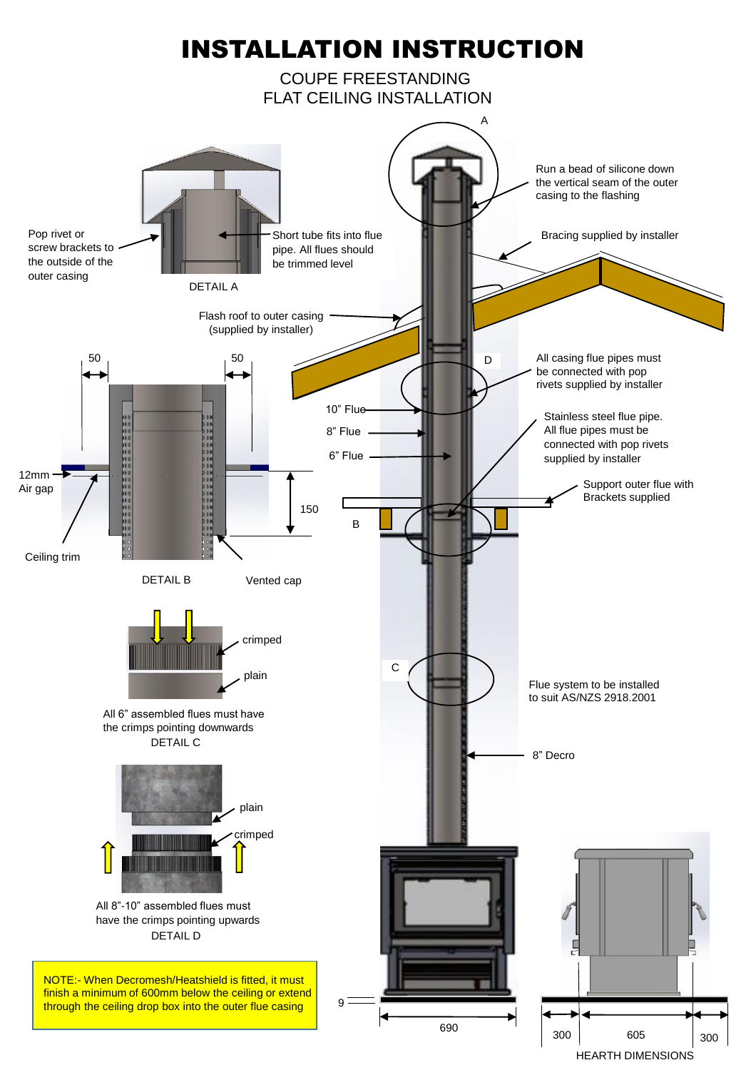# INSTALLATION INSTRUCTION

COUPE FREESTANDING
FLAT CEILING INSTALLATION

A

Run a bead of silicone down the vertical seam of the outer casing to the flashing

Bracing supplied by installer

Pop rivet or screw brackets to the outside of the outer casing

Short tube fits into flue pipe. All flues should be trimmed level

DETAIL A

Flash roof to outer casing (supplied by installer)

D

All casing flue pipes must be connected with pop rivets supplied by installer

50

50

10" Flue

8" Flue

6" Flue

Stainless steel flue pipe. All flue pipes must be connected with pop rivets supplied by installer

12mm Air gap

150

Support outer flue with Brackets supplied

B

Ceiling trim

DETAIL B

Vented cap

crimped

plain

All 6" assembled flues must have the crimps pointing downwards

DETAIL C

C

Flue system to be installed to suit AS/NZS 2918.2001

8" Decro

plain

crimped

All 8"-10" assembled flues must have the crimps pointing upwards

DETAIL D

NOTE:- When Decromesh/Heatshield is fitted, it must finish a minimum of 600mm below the ceiling or extend through the ceiling drop box into the outer flue casing

9

690

300 | 605 | 300

HEARTH DIMENSIONS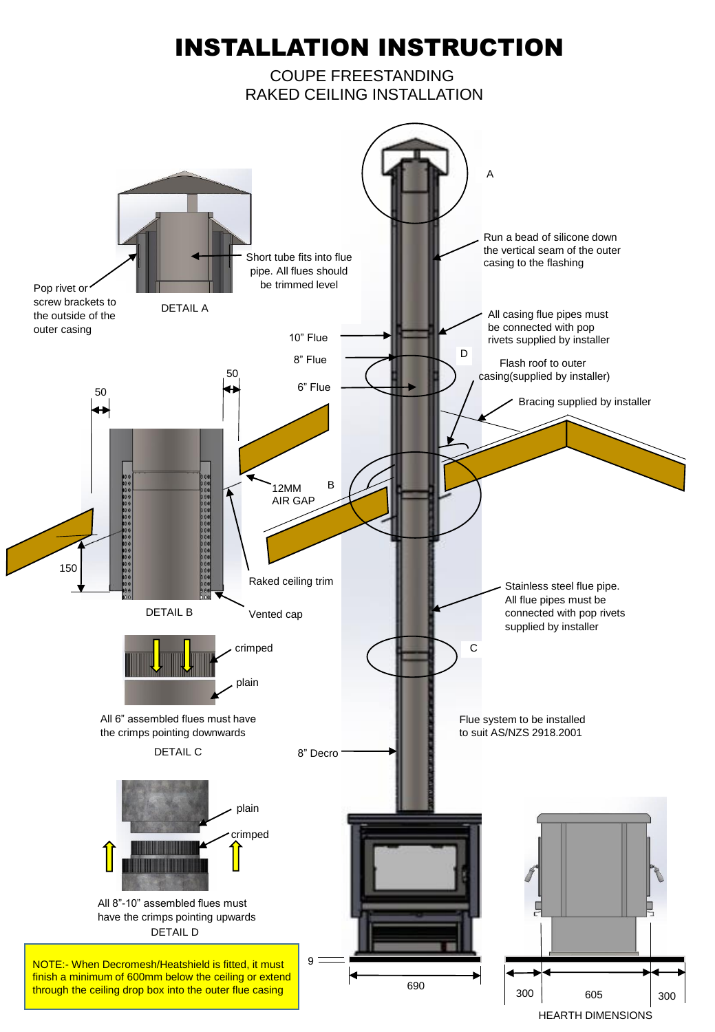# INSTALLATION INSTRUCTION

COUPE FREESTANDING
RAKED CEILING INSTALLATION

A

Short tube fits into flue pipe. All flues should be trimmed level

Pop rivet or screw brackets to the outside of the outer casing

DETAIL A

Run a bead of silicone down the vertical seam of the outer casing to the flashing

All casing flue pipes must be connected with pop rivets supplied by installer

10" Flue

8" Flue

6" Flue

D

Flash roof to outer casing(supplied by installer)

Bracing supplied by installer

50

50

12MM AIR GAP

B

150

Raked ceiling trim

DETAIL B

Vented cap

Stainless steel flue pipe. All flue pipes must be connected with pop rivets supplied by installer

crimped

plain

C

All 6" assembled flues must have the crimps pointing downwards

DETAIL C

Flue system to be installed to suit AS/NZS 2918.2001

8" Decro

plain

crimped

All 8"-10" assembled flues must have the crimps pointing upwards

DETAIL D

NOTE:- When Decromesh/Heatshield is fitted, it must finish a minimum of 600mm below the ceiling or extend through the ceiling drop box into the outer flue casing

9

690

300 605 300

HEARTH DIMENSIONS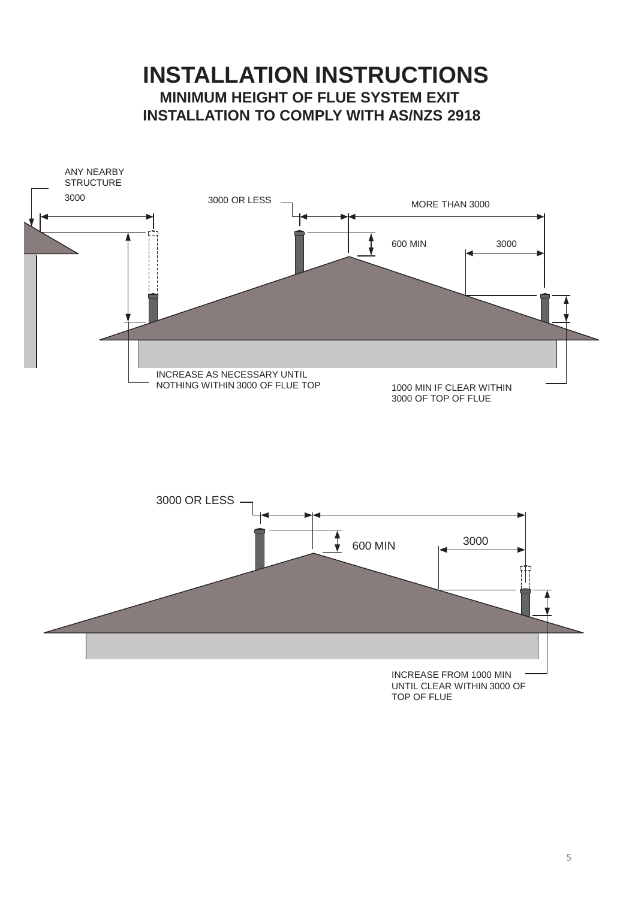# INSTALLATION INSTRUCTIONS

## MINIMUM HEIGHT OF FLUE SYSTEM EXIT

## INSTALLATION TO COMPLY WITH AS/NZS 2918

ANY NEARBY STRUCTURE

3000

3000 OR LESS

MORE THAN 3000

600 MIN

3000

INCREASE AS NECESSARY UNTIL NOTHING WITHIN 3000 OF FLUE TOP

1000 MIN IF CLEAR WITHIN 3000 OF TOP OF FLUE

3000 OR LESS

600 MIN

3000

INCREASE FROM 1000 MIN UNTIL CLEAR WITHIN 3000 OF TOP OF FLUE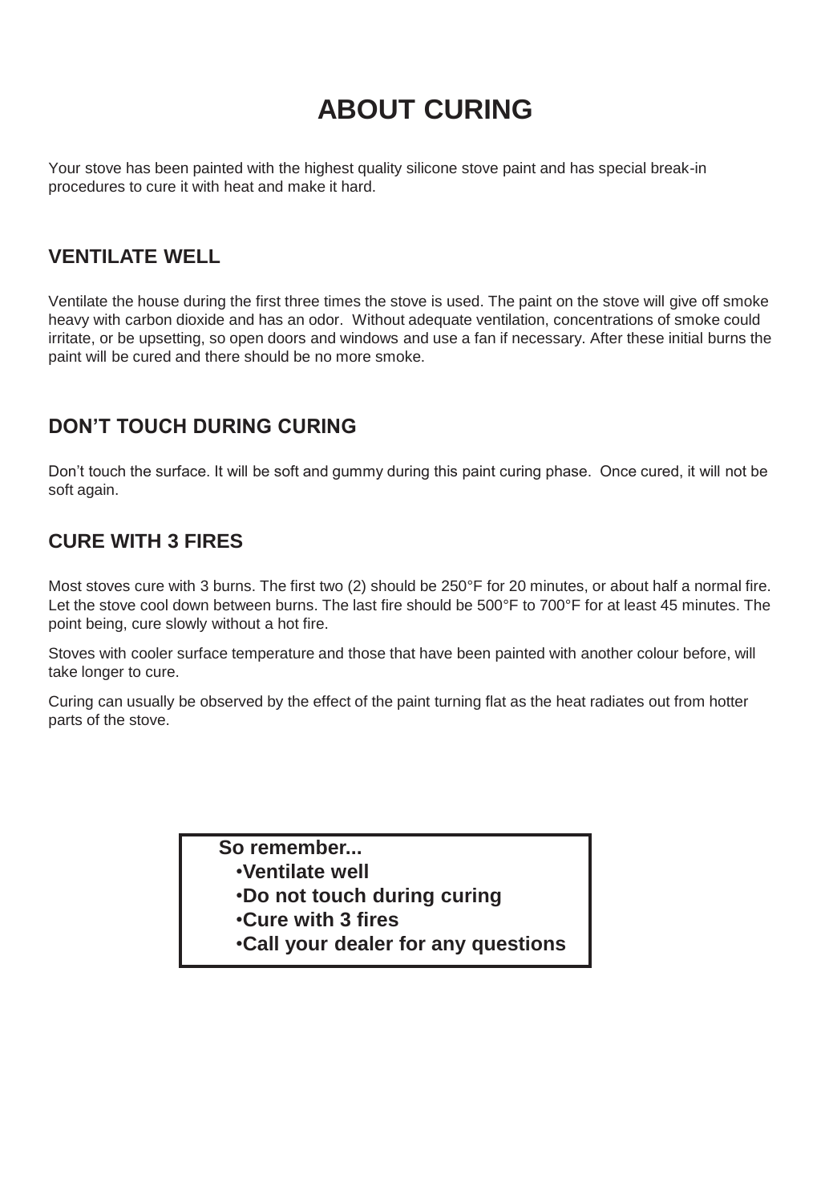# ABOUT CURING

Your stove has been painted with the highest quality silicone stove paint and has special break-in procedures to cure it with heat and make it hard.

## VENTILATE WELL

Ventilate the house during the first three times the stove is used. The paint on the stove will give off smoke heavy with carbon dioxide and has an odor. Without adequate ventilation, concentrations of smoke could irritate, or be upsetting, so open doors and windows and use a fan if necessary. After these initial burns the paint will be cured and there should be no more smoke.

## DON'T TOUCH DURING CURING

Don't touch the surface. It will be soft and gummy during this paint curing phase. Once cured, it will not be soft again.

## CURE WITH 3 FIRES

Most stoves cure with 3 burns. The first two (2) should be 250°F for 20 minutes, or about half a normal fire. Let the stove cool down between burns. The last fire should be 500°F to 700°F for at least 45 minutes. The point being, cure slowly without a hot fire.

Stoves with cooler surface temperature and those that have been painted with another colour before, will take longer to cure.

Curing can usually be observed by the effect of the paint turning flat as the heat radiates out from hotter parts of the stove.

**So remember...**

- **Ventilate well**
- **Do not touch during curing**
- **Cure with 3 fires**
- **Call your dealer for any questions**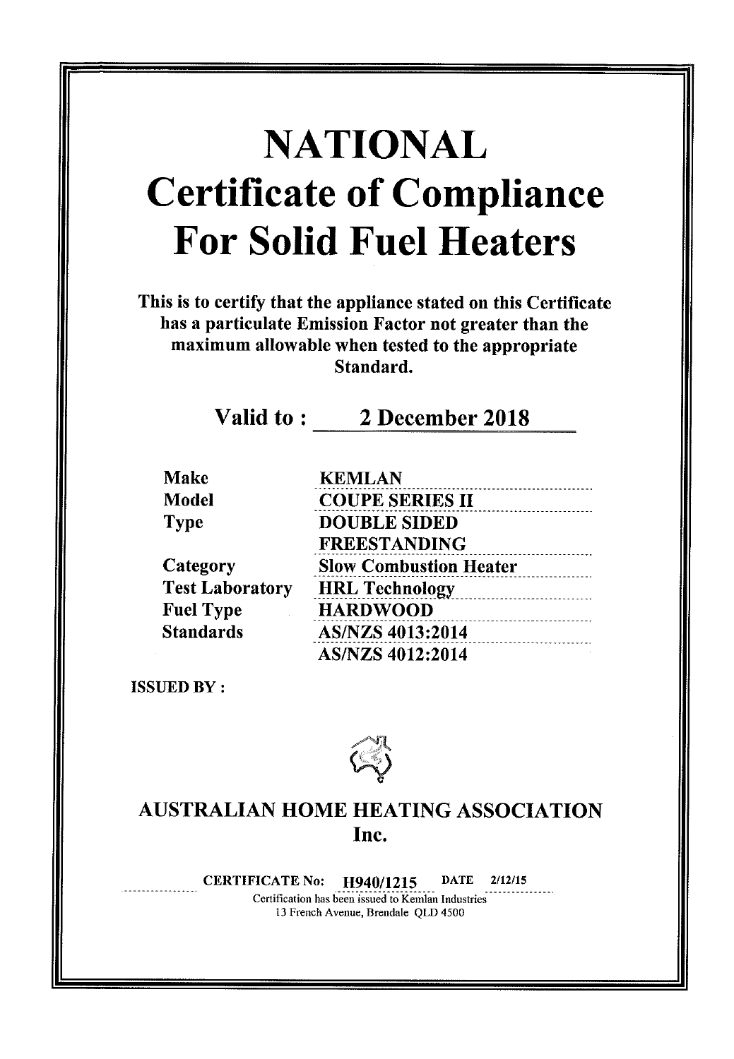# NATIONAL

# Certificate of Compliance For Solid Fuel Heaters

**This is to certify that the appliance stated on this Certificate has a particulate Emission Factor not greater than the maximum allowable when tested to the appropriate Standard.**

**Valid to : 2 December 2018**

| | |
|---|---|
| **Make** | **KEMLAN** |
| **Model** | **COUPE SERIES II** |
| **Type** | **DOUBLE SIDED FREESTANDING** |
| **Category** | **Slow Combustion Heater** |
| **Test Laboratory** | **HRL Technology** |
| **Fuel Type** | **HARDWOOD** |
| **Standards** | **AS/NZS 4013:2014**<br>**AS/NZS 4012:2014** |

**ISSUED BY :**

## AUSTRALIAN HOME HEATING ASSOCIATION Inc.

**CERTIFICATE No: H940/1215** **DATE 2/12/15**

Certification has been issued to Kemlan Industries
13 French Avenue, Brendale QLD 4500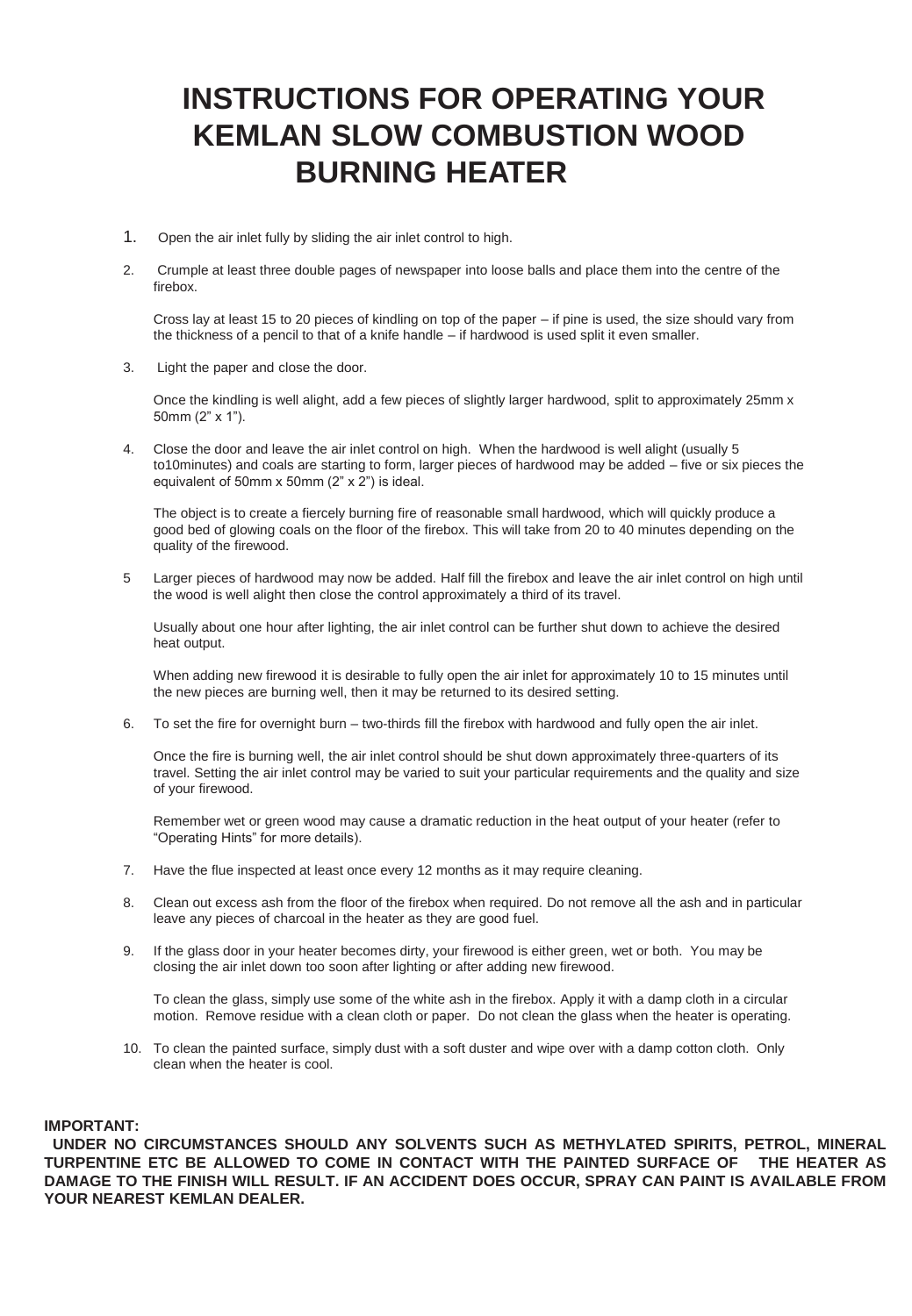# INSTRUCTIONS FOR OPERATING YOUR KEMLAN SLOW COMBUSTION WOOD BURNING HEATER

1. Open the air inlet fully by sliding the air inlet control to high.

2. Crumple at least three double pages of newspaper into loose balls and place them into the centre of the firebox.

   Cross lay at least 15 to 20 pieces of kindling on top of the paper – if pine is used, the size should vary from the thickness of a pencil to that of a knife handle – if hardwood is used split it even smaller.

3. Light the paper and close the door.

   Once the kindling is well alight, add a few pieces of slightly larger hardwood, split to approximately 25mm x 50mm (2" x 1").

4. Close the door and leave the air inlet control on high. When the hardwood is well alight (usually 5 to10minutes) and coals are starting to form, larger pieces of hardwood may be added – five or six pieces the equivalent of 50mm x 50mm (2" x 2") is ideal.

   The object is to create a fiercely burning fire of reasonable small hardwood, which will quickly produce a good bed of glowing coals on the floor of the firebox. This will take from 20 to 40 minutes depending on the quality of the firewood.

5. Larger pieces of hardwood may now be added. Half fill the firebox and leave the air inlet control on high until the wood is well alight then close the control approximately a third of its travel.

   Usually about one hour after lighting, the air inlet control can be further shut down to achieve the desired heat output.

   When adding new firewood it is desirable to fully open the air inlet for approximately 10 to 15 minutes until the new pieces are burning well, then it may be returned to its desired setting.

6. To set the fire for overnight burn – two-thirds fill the firebox with hardwood and fully open the air inlet.

   Once the fire is burning well, the air inlet control should be shut down approximately three-quarters of its travel. Setting the air inlet control may be varied to suit your particular requirements and the quality and size of your firewood.

   Remember wet or green wood may cause a dramatic reduction in the heat output of your heater (refer to "Operating Hints" for more details).

7. Have the flue inspected at least once every 12 months as it may require cleaning.

8. Clean out excess ash from the floor of the firebox when required. Do not remove all the ash and in particular leave any pieces of charcoal in the heater as they are good fuel.

9. If the glass door in your heater becomes dirty, your firewood is either green, wet or both. You may be closing the air inlet down too soon after lighting or after adding new firewood.

   To clean the glass, simply use some of the white ash in the firebox. Apply it with a damp cloth in a circular motion. Remove residue with a clean cloth or paper. Do not clean the glass when the heater is operating.

10. To clean the painted surface, simply dust with a soft duster and wipe over with a damp cotton cloth. Only clean when the heater is cool.

**IMPORTANT:**

**UNDER NO CIRCUMSTANCES SHOULD ANY SOLVENTS SUCH AS METHYLATED SPIRITS, PETROL, MINERAL TURPENTINE ETC BE ALLOWED TO COME IN CONTACT WITH THE PAINTED SURFACE OF THE HEATER AS DAMAGE TO THE FINISH WILL RESULT. IF AN ACCIDENT DOES OCCUR, SPRAY CAN PAINT IS AVAILABLE FROM YOUR NEAREST KEMLAN DEALER.**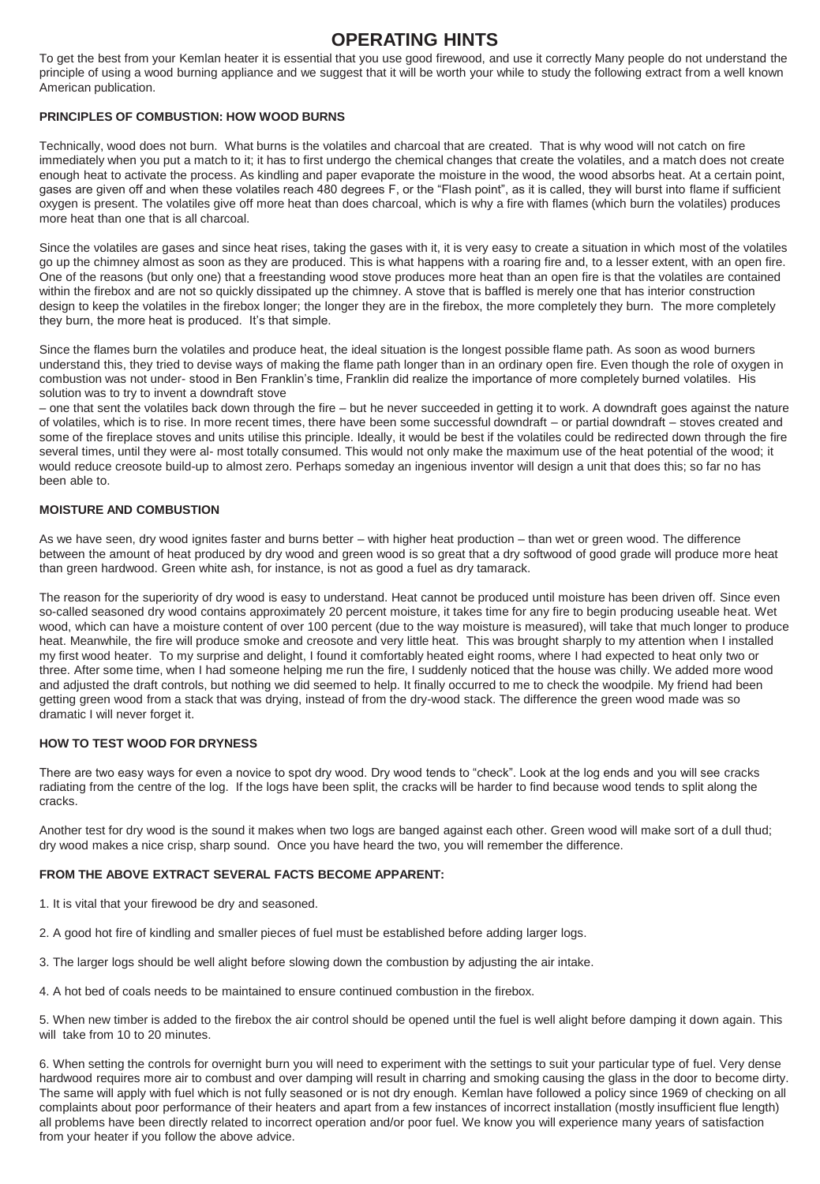# OPERATING HINTS

To get the best from your Kemlan heater it is essential that you use good firewood, and use it correctly Many people do not understand the principle of using a wood burning appliance and we suggest that it will be worth your while to study the following extract from a well known American publication.

### PRINCIPLES OF COMBUSTION: HOW WOOD BURNS

Technically, wood does not burn. What burns is the volatiles and charcoal that are created. That is why wood will not catch on fire immediately when you put a match to it; it has to first undergo the chemical changes that create the volatiles, and a match does not create enough heat to activate the process. As kindling and paper evaporate the moisture in the wood, the wood absorbs heat. At a certain point, gases are given off and when these volatiles reach 480 degrees F, or the "Flash point", as it is called, they will burst into flame if sufficient oxygen is present. The volatiles give off more heat than does charcoal, which is why a fire with flames (which burn the volatiles) produces more heat than one that is all charcoal.

Since the volatiles are gases and since heat rises, taking the gases with it, it is very easy to create a situation in which most of the volatiles go up the chimney almost as soon as they are produced. This is what happens with a roaring fire and, to a lesser extent, with an open fire. One of the reasons (but only one) that a freestanding wood stove produces more heat than an open fire is that the volatiles are contained within the firebox and are not so quickly dissipated up the chimney. A stove that is baffled is merely one that has interior construction design to keep the volatiles in the firebox longer; the longer they are in the firebox, the more completely they burn. The more completely they burn, the more heat is produced. It's that simple.

Since the flames burn the volatiles and produce heat, the ideal situation is the longest possible flame path. As soon as wood burners understand this, they tried to devise ways of making the flame path longer than in an ordinary open fire. Even though the role of oxygen in combustion was not under- stood in Ben Franklin's time, Franklin did realize the importance of more completely burned volatiles. His solution was to try to invent a downdraft stove

– one that sent the volatiles back down through the fire – but he never succeeded in getting it to work. A downdraft goes against the nature of volatiles, which is to rise. In more recent times, there have been some successful downdraft – or partial downdraft – stoves created and some of the fireplace stoves and units utilise this principle. Ideally, it would be best if the volatiles could be redirected down through the fire several times, until they were al- most totally consumed. This would not only make the maximum use of the heat potential of the wood; it would reduce creosote build-up to almost zero. Perhaps someday an ingenious inventor will design a unit that does this; so far no has been able to.

### MOISTURE AND COMBUSTION

As we have seen, dry wood ignites faster and burns better – with higher heat production – than wet or green wood. The difference between the amount of heat produced by dry wood and green wood is so great that a dry softwood of good grade will produce more heat than green hardwood. Green white ash, for instance, is not as good a fuel as dry tamarack.

The reason for the superiority of dry wood is easy to understand. Heat cannot be produced until moisture has been driven off. Since even so-called seasoned dry wood contains approximately 20 percent moisture, it takes time for any fire to begin producing useable heat. Wet wood, which can have a moisture content of over 100 percent (due to the way moisture is measured), will take that much longer to produce heat. Meanwhile, the fire will produce smoke and creosote and very little heat. This was brought sharply to my attention when I installed my first wood heater. To my surprise and delight, I found it comfortably heated eight rooms, where I had expected to heat only two or three. After some time, when I had someone helping me run the fire, I suddenly noticed that the house was chilly. We added more wood and adjusted the draft controls, but nothing we did seemed to help. It finally occurred to me to check the woodpile. My friend had been getting green wood from a stack that was drying, instead of from the dry-wood stack. The difference the green wood made was so dramatic I will never forget it.

### HOW TO TEST WOOD FOR DRYNESS

There are two easy ways for even a novice to spot dry wood. Dry wood tends to "check". Look at the log ends and you will see cracks radiating from the centre of the log. If the logs have been split, the cracks will be harder to find because wood tends to split along the cracks.

Another test for dry wood is the sound it makes when two logs are banged against each other. Green wood will make sort of a dull thud; dry wood makes a nice crisp, sharp sound. Once you have heard the two, you will remember the difference.

### FROM THE ABOVE EXTRACT SEVERAL FACTS BECOME APPARENT:

1. It is vital that your firewood be dry and seasoned.

2. A good hot fire of kindling and smaller pieces of fuel must be established before adding larger logs.

3. The larger logs should be well alight before slowing down the combustion by adjusting the air intake.

4. A hot bed of coals needs to be maintained to ensure continued combustion in the firebox.

5. When new timber is added to the firebox the air control should be opened until the fuel is well alight before damping it down again. This will take from 10 to 20 minutes.

6. When setting the controls for overnight burn you will need to experiment with the settings to suit your particular type of fuel. Very dense hardwood requires more air to combust and over damping will result in charring and smoking causing the glass in the door to become dirty. The same will apply with fuel which is not fully seasoned or is not dry enough. Kemlan have followed a policy since 1969 of checking on all complaints about poor performance of their heaters and apart from a few instances of incorrect installation (mostly insufficient flue length) all problems have been directly related to incorrect operation and/or poor fuel. We know you will experience many years of satisfaction from your heater if you follow the above advice.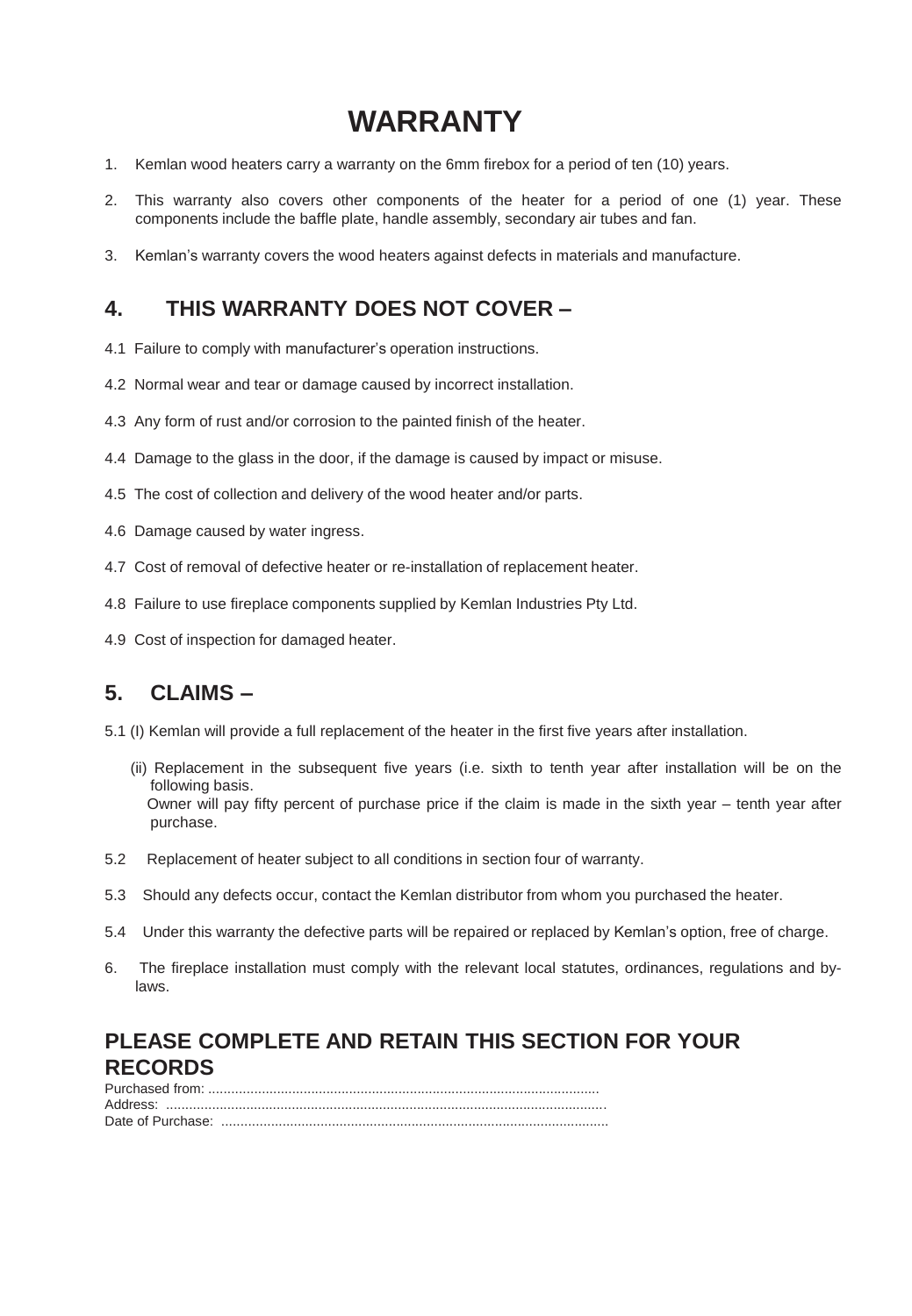# WARRANTY

1. Kemlan wood heaters carry a warranty on the 6mm firebox for a period of ten (10) years.

2. This warranty also covers other components of the heater for a period of one (1) year. These components include the baffle plate, handle assembly, secondary air tubes and fan.

3. Kemlan's warranty covers the wood heaters against defects in materials and manufacture.

## 4. THIS WARRANTY DOES NOT COVER –

4.1 Failure to comply with manufacturer's operation instructions.

4.2 Normal wear and tear or damage caused by incorrect installation.

4.3 Any form of rust and/or corrosion to the painted finish of the heater.

4.4 Damage to the glass in the door, if the damage is caused by impact or misuse.

4.5 The cost of collection and delivery of the wood heater and/or parts.

4.6 Damage caused by water ingress.

4.7 Cost of removal of defective heater or re-installation of replacement heater.

4.8 Failure to use fireplace components supplied by Kemlan Industries Pty Ltd.

4.9 Cost of inspection for damaged heater.

## 5. CLAIMS –

5.1 (I) Kemlan will provide a full replacement of the heater in the first five years after installation.

(ii) Replacement in the subsequent five years (i.e. sixth to tenth year after installation will be on the following basis.
Owner will pay fifty percent of purchase price if the claim is made in the sixth year – tenth year after purchase.

5.2 Replacement of heater subject to all conditions in section four of warranty.

5.3 Should any defects occur, contact the Kemlan distributor from whom you purchased the heater.

5.4 Under this warranty the defective parts will be repaired or replaced by Kemlan's option, free of charge.

6. The fireplace installation must comply with the relevant local statutes, ordinances, regulations and by-laws.

## PLEASE COMPLETE AND RETAIN THIS SECTION FOR YOUR RECORDS

Purchased from: ......................................................................................................

Address: ..................................................................................................................

Date of Purchase: .....................................................................................................